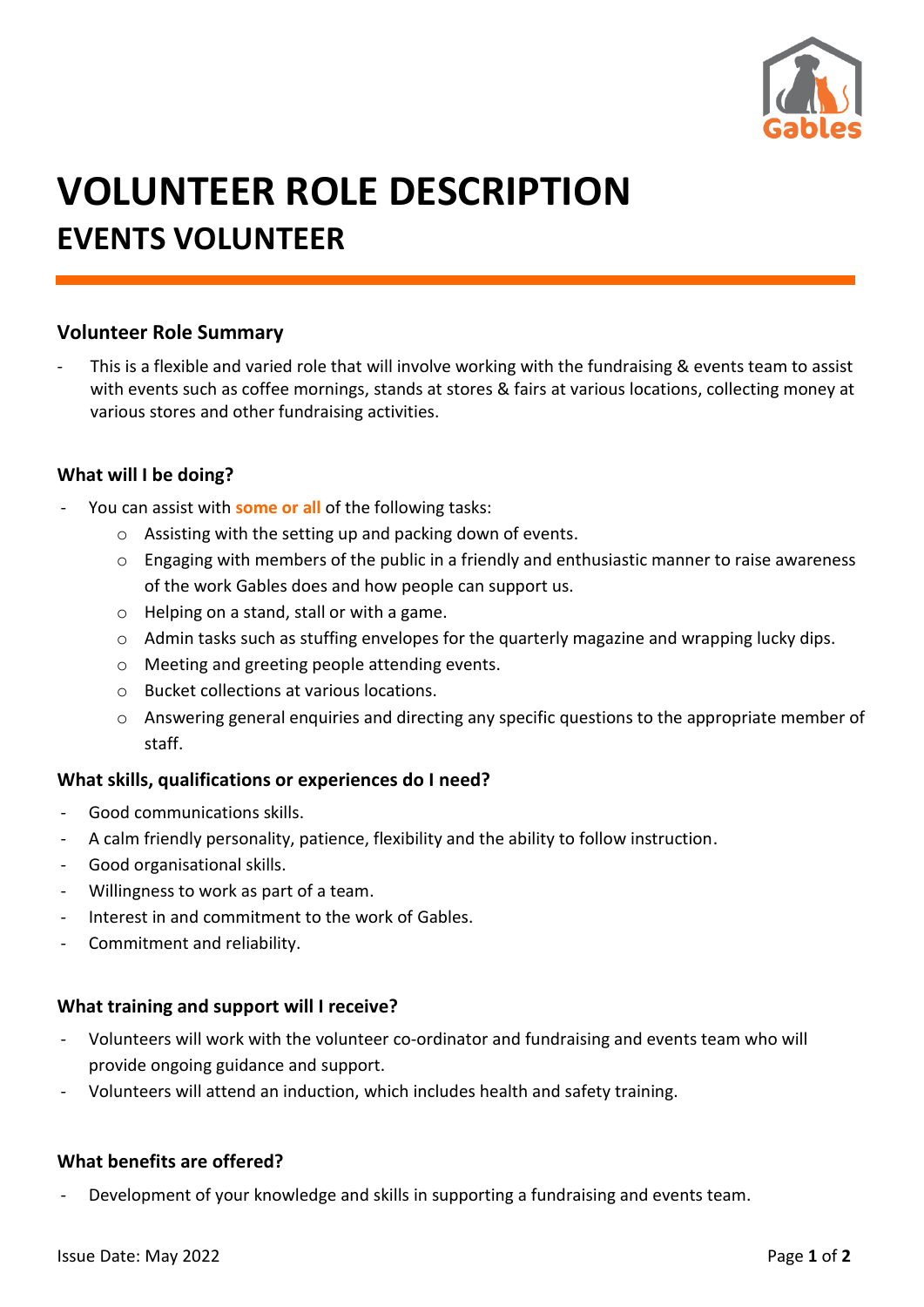# VOLUNTEER ROLE DESCRIPTION

## EVENTS VOLUNTEER

### Volunteer Role Summary

- This is a flexible and varied role that will involve working with the fundraising & events team to assist with events such as coffee mornings, stands at stores & fairs at various locations, collecting money at various stores and other fundraising activities.

### What will I be doing?

- You can assist with **some or all** of the following tasks:
  - Assisting with the setting up and packing down of events.
  - Engaging with members of the public in a friendly and enthusiastic manner to raise awareness of the work Gables does and how people can support us.
  - Helping on a stand, stall or with a game.
  - Admin tasks such as stuffing envelopes for the quarterly magazine and wrapping lucky dips.
  - Meeting and greeting people attending events.
  - Bucket collections at various locations.
  - Answering general enquiries and directing any specific questions to the appropriate member of staff.

### What skills, qualifications or experiences do I need?

- Good communications skills.
- A calm friendly personality, patience, flexibility and the ability to follow instruction.
- Good organisational skills.
- Willingness to work as part of a team.
- Interest in and commitment to the work of Gables.
- Commitment and reliability.

### What training and support will I receive?

- Volunteers will work with the volunteer co-ordinator and fundraising and events team who will provide ongoing guidance and support.
- Volunteers will attend an induction, which includes health and safety training.

### What benefits are offered?

- Development of your knowledge and skills in supporting a fundraising and events team.

Issue Date: May 2022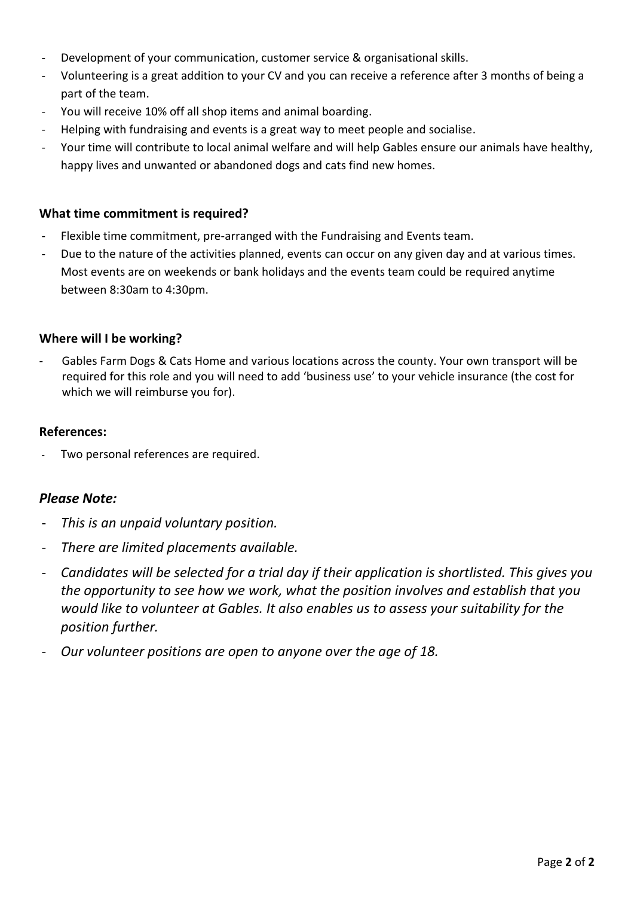- Development of your communication, customer service & organisational skills.
- Volunteering is a great addition to your CV and you can receive a reference after 3 months of being a part of the team.
- You will receive 10% off all shop items and animal boarding.
- Helping with fundraising and events is a great way to meet people and socialise.
- Your time will contribute to local animal welfare and will help Gables ensure our animals have healthy, happy lives and unwanted or abandoned dogs and cats find new homes.

**What time commitment is required?**

- Flexible time commitment, pre-arranged with the Fundraising and Events team.
- Due to the nature of the activities planned, events can occur on any given day and at various times. Most events are on weekends or bank holidays and the events team could be required anytime between 8:30am to 4:30pm.

**Where will I be working?**

- Gables Farm Dogs & Cats Home and various locations across the county. Your own transport will be required for this role and you will need to add 'business use' to your vehicle insurance (the cost for which we will reimburse you for).

**References:**

- Two personal references are required.

## *Please Note:*

- *This is an unpaid voluntary position.*
- *There are limited placements available.*
- *Candidates will be selected for a trial day if their application is shortlisted. This gives you the opportunity to see how we work, what the position involves and establish that you would like to volunteer at Gables. It also enables us to assess your suitability for the position further.*
- *Our volunteer positions are open to anyone over the age of 18.*